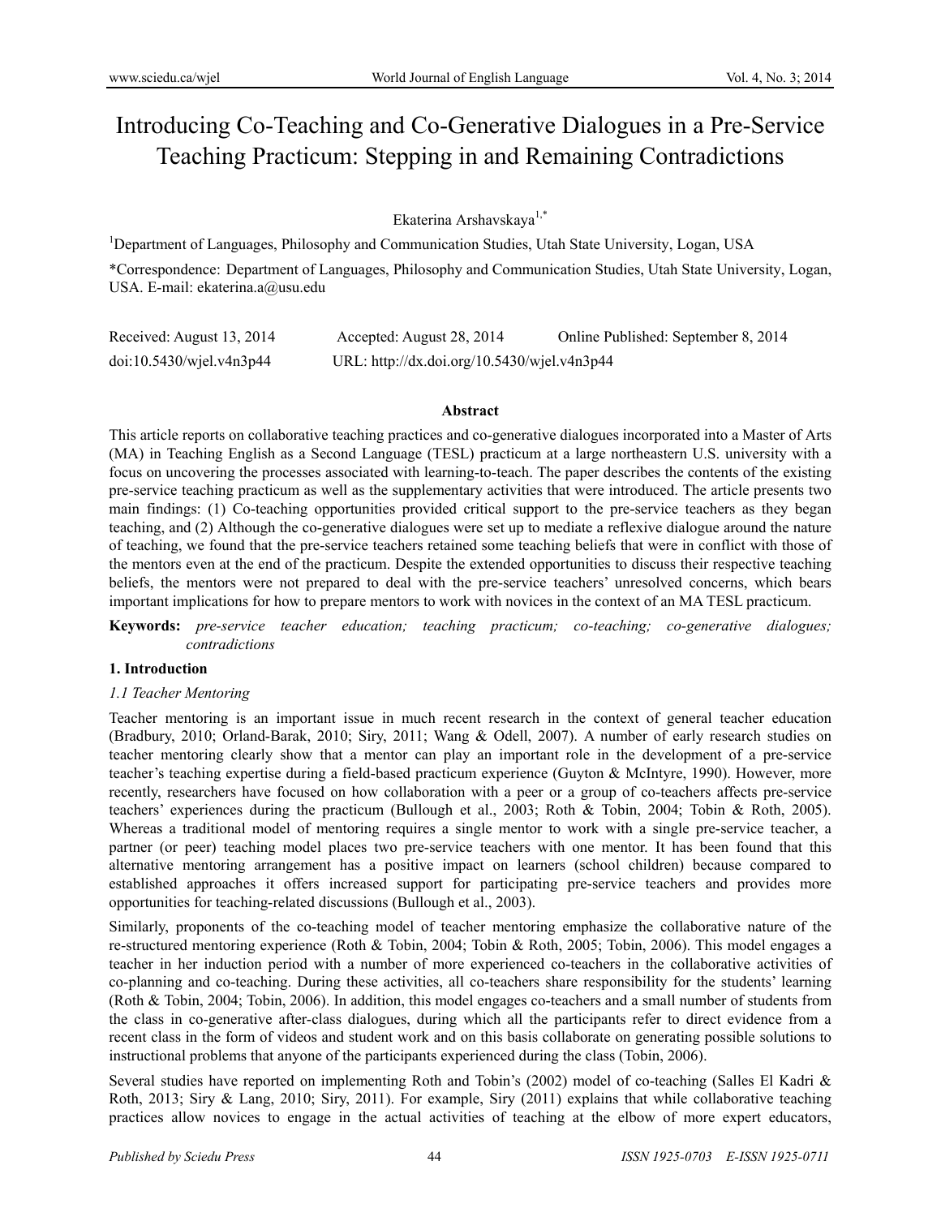# Introducing Co-Teaching and Co-Generative Dialogues in a Pre-Service Teaching Practicum: Stepping in and Remaining Contradictions

Ekaterina Arshavskaya[1,*]

[1]Department of Languages, Philosophy and Communication Studies, Utah State University, Logan, USA

*Correspondence: Department of Languages, Philosophy and Communication Studies, Utah State University, Logan, USA. E-mail: ekaterina.a@usu.edu

Received: August 13, 2014 Accepted: August 28, 2014 Online Published: September 8, 2014

doi:10.5430/wjel.v4n3p44 URL: http://dx.doi.org/10.5430/wjel.v4n3p44

## Abstract

This article reports on collaborative teaching practices and co-generative dialogues incorporated into a Master of Arts (MA) in Teaching English as a Second Language (TESL) practicum at a large northeastern U.S. university with a focus on uncovering the processes associated with learning-to-teach. The paper describes the contents of the existing pre-service teaching practicum as well as the supplementary activities that were introduced. The article presents two main findings: (1) Co-teaching opportunities provided critical support to the pre-service teachers as they began teaching, and (2) Although the co-generative dialogues were set up to mediate a reflexive dialogue around the nature of teaching, we found that the pre-service teachers retained some teaching beliefs that were in conflict with those of the mentors even at the end of the practicum. Despite the extended opportunities to discuss their respective teaching beliefs, the mentors were not prepared to deal with the pre-service teachers' unresolved concerns, which bears important implications for how to prepare mentors to work with novices in the context of an MA TESL practicum.

**Keywords:** *pre-service teacher education; teaching practicum; co-teaching; co-generative dialogues; contradictions*

## 1. Introduction

### *1.1 Teacher Mentoring*

Teacher mentoring is an important issue in much recent research in the context of general teacher education (Bradbury, 2010; Orland-Barak, 2010; Siry, 2011; Wang & Odell, 2007). A number of early research studies on teacher mentoring clearly show that a mentor can play an important role in the development of a pre-service teacher's teaching expertise during a field-based practicum experience (Guyton & McIntyre, 1990). However, more recently, researchers have focused on how collaboration with a peer or a group of co-teachers affects pre-service teachers' experiences during the practicum (Bullough et al., 2003; Roth & Tobin, 2004; Tobin & Roth, 2005). Whereas a traditional model of mentoring requires a single mentor to work with a single pre-service teacher, a partner (or peer) teaching model places two pre-service teachers with one mentor. It has been found that this alternative mentoring arrangement has a positive impact on learners (school children) because compared to established approaches it offers increased support for participating pre-service teachers and provides more opportunities for teaching-related discussions (Bullough et al., 2003).

Similarly, proponents of the co-teaching model of teacher mentoring emphasize the collaborative nature of the re-structured mentoring experience (Roth & Tobin, 2004; Tobin & Roth, 2005; Tobin, 2006). This model engages a teacher in her induction period with a number of more experienced co-teachers in the collaborative activities of co-planning and co-teaching. During these activities, all co-teachers share responsibility for the students' learning (Roth & Tobin, 2004; Tobin, 2006). In addition, this model engages co-teachers and a small number of students from the class in co-generative after-class dialogues, during which all the participants refer to direct evidence from a recent class in the form of videos and student work and on this basis collaborate on generating possible solutions to instructional problems that anyone of the participants experienced during the class (Tobin, 2006).

Several studies have reported on implementing Roth and Tobin's (2002) model of co-teaching (Salles El Kadri & Roth, 2013; Siry & Lang, 2010; Siry, 2011). For example, Siry (2011) explains that while collaborative teaching practices allow novices to engage in the actual activities of teaching at the elbow of more expert educators,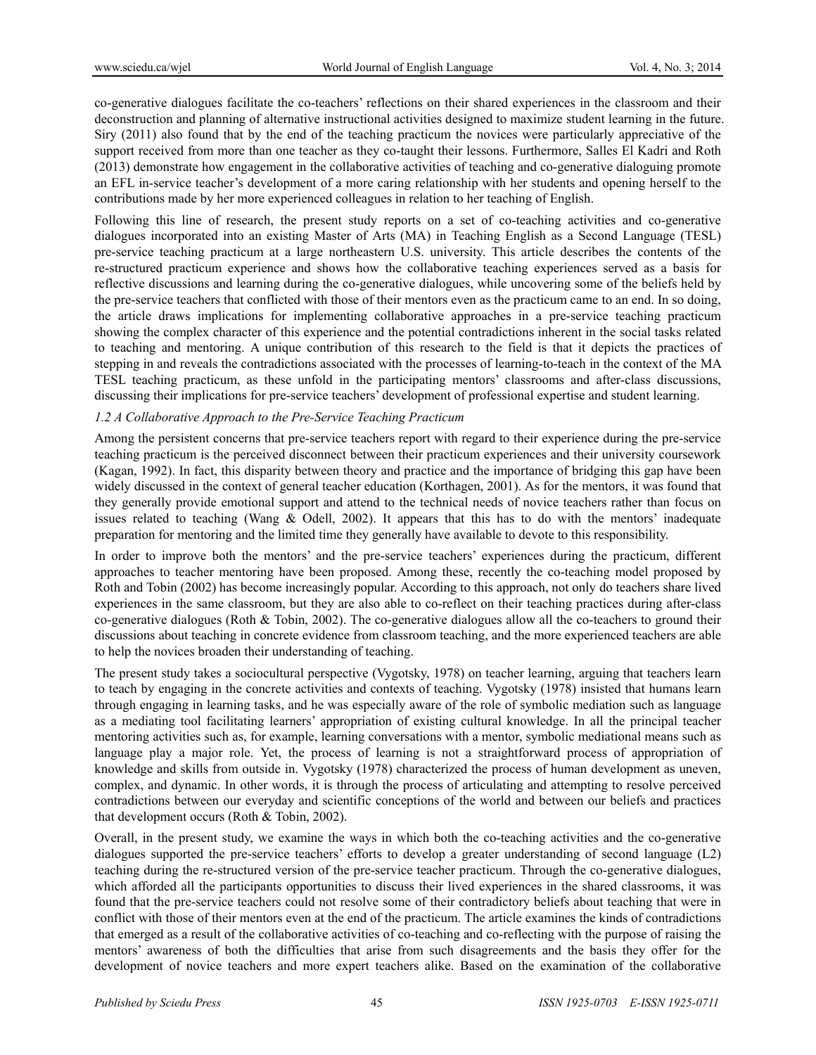co-generative dialogues facilitate the co-teachers' reflections on their shared experiences in the classroom and their deconstruction and planning of alternative instructional activities designed to maximize student learning in the future. Siry (2011) also found that by the end of the teaching practicum the novices were particularly appreciative of the support received from more than one teacher as they co-taught their lessons. Furthermore, Salles El Kadri and Roth (2013) demonstrate how engagement in the collaborative activities of teaching and co-generative dialoguing promote an EFL in-service teacher's development of a more caring relationship with her students and opening herself to the contributions made by her more experienced colleagues in relation to her teaching of English.

Following this line of research, the present study reports on a set of co-teaching activities and co-generative dialogues incorporated into an existing Master of Arts (MA) in Teaching English as a Second Language (TESL) pre-service teaching practicum at a large northeastern U.S. university. This article describes the contents of the re-structured practicum experience and shows how the collaborative teaching experiences served as a basis for reflective discussions and learning during the co-generative dialogues, while uncovering some of the beliefs held by the pre-service teachers that conflicted with those of their mentors even as the practicum came to an end. In so doing, the article draws implications for implementing collaborative approaches in a pre-service teaching practicum showing the complex character of this experience and the potential contradictions inherent in the social tasks related to teaching and mentoring. A unique contribution of this research to the field is that it depicts the practices of stepping in and reveals the contradictions associated with the processes of learning-to-teach in the context of the MA TESL teaching practicum, as these unfold in the participating mentors' classrooms and after-class discussions, discussing their implications for pre-service teachers' development of professional expertise and student learning.

### *1.2 A Collaborative Approach to the Pre-Service Teaching Practicum*

Among the persistent concerns that pre-service teachers report with regard to their experience during the pre-service teaching practicum is the perceived disconnect between their practicum experiences and their university coursework (Kagan, 1992). In fact, this disparity between theory and practice and the importance of bridging this gap have been widely discussed in the context of general teacher education (Korthagen, 2001). As for the mentors, it was found that they generally provide emotional support and attend to the technical needs of novice teachers rather than focus on issues related to teaching (Wang & Odell, 2002). It appears that this has to do with the mentors' inadequate preparation for mentoring and the limited time they generally have available to devote to this responsibility.

In order to improve both the mentors' and the pre-service teachers' experiences during the practicum, different approaches to teacher mentoring have been proposed. Among these, recently the co-teaching model proposed by Roth and Tobin (2002) has become increasingly popular. According to this approach, not only do teachers share lived experiences in the same classroom, but they are also able to co-reflect on their teaching practices during after-class co-generative dialogues (Roth & Tobin, 2002). The co-generative dialogues allow all the co-teachers to ground their discussions about teaching in concrete evidence from classroom teaching, and the more experienced teachers are able to help the novices broaden their understanding of teaching.

The present study takes a sociocultural perspective (Vygotsky, 1978) on teacher learning, arguing that teachers learn to teach by engaging in the concrete activities and contexts of teaching. Vygotsky (1978) insisted that humans learn through engaging in learning tasks, and he was especially aware of the role of symbolic mediation such as language as a mediating tool facilitating learners' appropriation of existing cultural knowledge. In all the principal teacher mentoring activities such as, for example, learning conversations with a mentor, symbolic mediational means such as language play a major role. Yet, the process of learning is not a straightforward process of appropriation of knowledge and skills from outside in. Vygotsky (1978) characterized the process of human development as uneven, complex, and dynamic. In other words, it is through the process of articulating and attempting to resolve perceived contradictions between our everyday and scientific conceptions of the world and between our beliefs and practices that development occurs (Roth & Tobin, 2002).

Overall, in the present study, we examine the ways in which both the co-teaching activities and the co-generative dialogues supported the pre-service teachers' efforts to develop a greater understanding of second language (L2) teaching during the re-structured version of the pre-service teacher practicum. Through the co-generative dialogues, which afforded all the participants opportunities to discuss their lived experiences in the shared classrooms, it was found that the pre-service teachers could not resolve some of their contradictory beliefs about teaching that were in conflict with those of their mentors even at the end of the practicum. The article examines the kinds of contradictions that emerged as a result of the collaborative activities of co-teaching and co-reflecting with the purpose of raising the mentors' awareness of both the difficulties that arise from such disagreements and the basis they offer for the development of novice teachers and more expert teachers alike. Based on the examination of the collaborative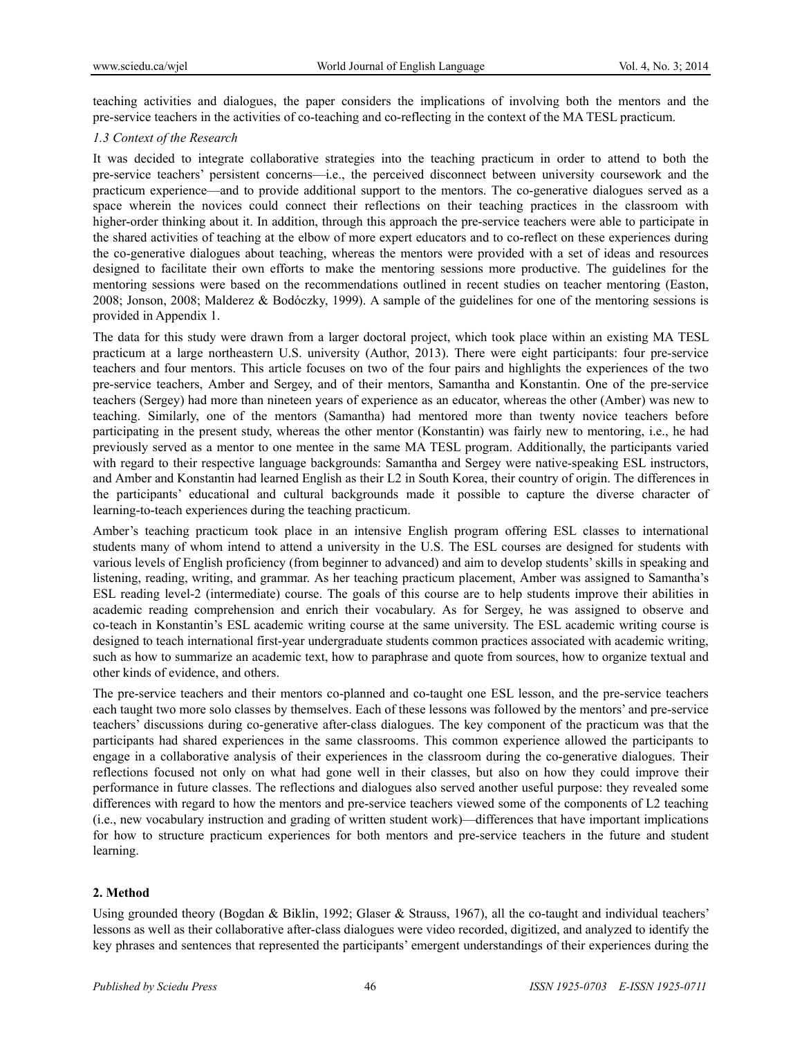teaching activities and dialogues, the paper considers the implications of involving both the mentors and the pre-service teachers in the activities of co-teaching and co-reflecting in the context of the MA TESL practicum.

### *1.3 Context of the Research*

It was decided to integrate collaborative strategies into the teaching practicum in order to attend to both the pre-service teachers' persistent concerns—i.e., the perceived disconnect between university coursework and the practicum experience—and to provide additional support to the mentors. The co-generative dialogues served as a space wherein the novices could connect their reflections on their teaching practices in the classroom with higher-order thinking about it. In addition, through this approach the pre-service teachers were able to participate in the shared activities of teaching at the elbow of more expert educators and to co-reflect on these experiences during the co-generative dialogues about teaching, whereas the mentors were provided with a set of ideas and resources designed to facilitate their own efforts to make the mentoring sessions more productive. The guidelines for the mentoring sessions were based on the recommendations outlined in recent studies on teacher mentoring (Easton, 2008; Jonson, 2008; Malderez & Bodóczky, 1999). A sample of the guidelines for one of the mentoring sessions is provided in Appendix 1.

The data for this study were drawn from a larger doctoral project, which took place within an existing MA TESL practicum at a large northeastern U.S. university (Author, 2013). There were eight participants: four pre-service teachers and four mentors. This article focuses on two of the four pairs and highlights the experiences of the two pre-service teachers, Amber and Sergey, and of their mentors, Samantha and Konstantin. One of the pre-service teachers (Sergey) had more than nineteen years of experience as an educator, whereas the other (Amber) was new to teaching. Similarly, one of the mentors (Samantha) had mentored more than twenty novice teachers before participating in the present study, whereas the other mentor (Konstantin) was fairly new to mentoring, i.e., he had previously served as a mentor to one mentee in the same MA TESL program. Additionally, the participants varied with regard to their respective language backgrounds: Samantha and Sergey were native-speaking ESL instructors, and Amber and Konstantin had learned English as their L2 in South Korea, their country of origin. The differences in the participants' educational and cultural backgrounds made it possible to capture the diverse character of learning-to-teach experiences during the teaching practicum.

Amber's teaching practicum took place in an intensive English program offering ESL classes to international students many of whom intend to attend a university in the U.S. The ESL courses are designed for students with various levels of English proficiency (from beginner to advanced) and aim to develop students' skills in speaking and listening, reading, writing, and grammar. As her teaching practicum placement, Amber was assigned to Samantha's ESL reading level-2 (intermediate) course. The goals of this course are to help students improve their abilities in academic reading comprehension and enrich their vocabulary. As for Sergey, he was assigned to observe and co-teach in Konstantin's ESL academic writing course at the same university. The ESL academic writing course is designed to teach international first-year undergraduate students common practices associated with academic writing, such as how to summarize an academic text, how to paraphrase and quote from sources, how to organize textual and other kinds of evidence, and others.

The pre-service teachers and their mentors co-planned and co-taught one ESL lesson, and the pre-service teachers each taught two more solo classes by themselves. Each of these lessons was followed by the mentors' and pre-service teachers' discussions during co-generative after-class dialogues. The key component of the practicum was that the participants had shared experiences in the same classrooms. This common experience allowed the participants to engage in a collaborative analysis of their experiences in the classroom during the co-generative dialogues. Their reflections focused not only on what had gone well in their classes, but also on how they could improve their performance in future classes. The reflections and dialogues also served another useful purpose: they revealed some differences with regard to how the mentors and pre-service teachers viewed some of the components of L2 teaching (i.e., new vocabulary instruction and grading of written student work)—differences that have important implications for how to structure practicum experiences for both mentors and pre-service teachers in the future and student learning.

## 2. Method

Using grounded theory (Bogdan & Biklin, 1992; Glaser & Strauss, 1967), all the co-taught and individual teachers' lessons as well as their collaborative after-class dialogues were video recorded, digitized, and analyzed to identify the key phrases and sentences that represented the participants' emergent understandings of their experiences during the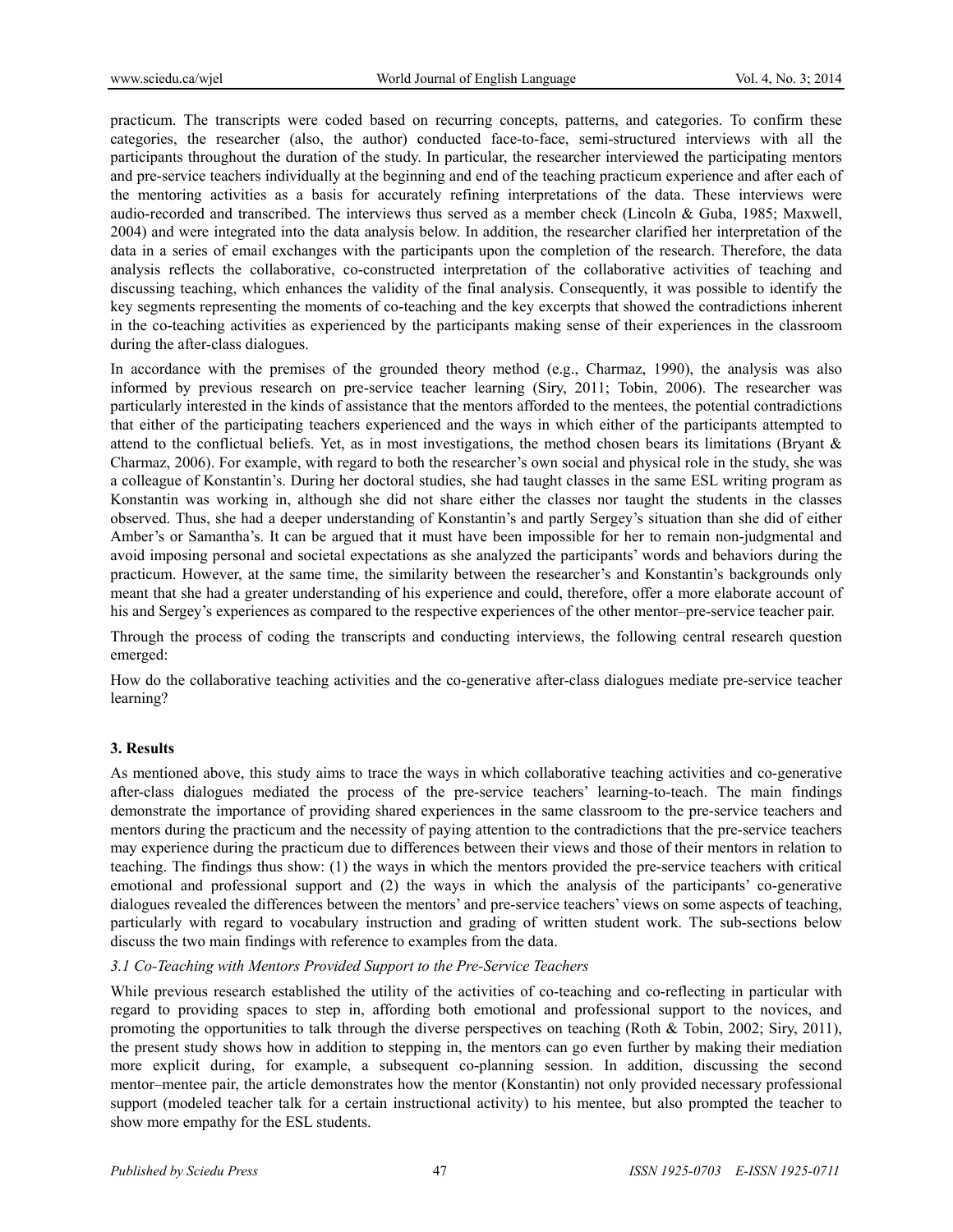practicum. The transcripts were coded based on recurring concepts, patterns, and categories. To confirm these categories, the researcher (also, the author) conducted face-to-face, semi-structured interviews with all the participants throughout the duration of the study. In particular, the researcher interviewed the participating mentors and pre-service teachers individually at the beginning and end of the teaching practicum experience and after each of the mentoring activities as a basis for accurately refining interpretations of the data. These interviews were audio-recorded and transcribed. The interviews thus served as a member check (Lincoln & Guba, 1985; Maxwell, 2004) and were integrated into the data analysis below. In addition, the researcher clarified her interpretation of the data in a series of email exchanges with the participants upon the completion of the research. Therefore, the data analysis reflects the collaborative, co-constructed interpretation of the collaborative activities of teaching and discussing teaching, which enhances the validity of the final analysis. Consequently, it was possible to identify the key segments representing the moments of co-teaching and the key excerpts that showed the contradictions inherent in the co-teaching activities as experienced by the participants making sense of their experiences in the classroom during the after-class dialogues.

In accordance with the premises of the grounded theory method (e.g., Charmaz, 1990), the analysis was also informed by previous research on pre-service teacher learning (Siry, 2011; Tobin, 2006). The researcher was particularly interested in the kinds of assistance that the mentors afforded to the mentees, the potential contradictions that either of the participating teachers experienced and the ways in which either of the participants attempted to attend to the conflictual beliefs. Yet, as in most investigations, the method chosen bears its limitations (Bryant & Charmaz, 2006). For example, with regard to both the researcher's own social and physical role in the study, she was a colleague of Konstantin's. During her doctoral studies, she had taught classes in the same ESL writing program as Konstantin was working in, although she did not share either the classes nor taught the students in the classes observed. Thus, she had a deeper understanding of Konstantin's and partly Sergey's situation than she did of either Amber's or Samantha's. It can be argued that it must have been impossible for her to remain non-judgmental and avoid imposing personal and societal expectations as she analyzed the participants' words and behaviors during the practicum. However, at the same time, the similarity between the researcher's and Konstantin's backgrounds only meant that she had a greater understanding of his experience and could, therefore, offer a more elaborate account of his and Sergey's experiences as compared to the respective experiences of the other mentor–pre-service teacher pair.

Through the process of coding the transcripts and conducting interviews, the following central research question emerged:

How do the collaborative teaching activities and the co-generative after-class dialogues mediate pre-service teacher learning?

## 3. Results

As mentioned above, this study aims to trace the ways in which collaborative teaching activities and co-generative after-class dialogues mediated the process of the pre-service teachers' learning-to-teach. The main findings demonstrate the importance of providing shared experiences in the same classroom to the pre-service teachers and mentors during the practicum and the necessity of paying attention to the contradictions that the pre-service teachers may experience during the practicum due to differences between their views and those of their mentors in relation to teaching. The findings thus show: (1) the ways in which the mentors provided the pre-service teachers with critical emotional and professional support and (2) the ways in which the analysis of the participants' co-generative dialogues revealed the differences between the mentors' and pre-service teachers' views on some aspects of teaching, particularly with regard to vocabulary instruction and grading of written student work. The sub-sections below discuss the two main findings with reference to examples from the data.

### *3.1 Co-Teaching with Mentors Provided Support to the Pre-Service Teachers*

While previous research established the utility of the activities of co-teaching and co-reflecting in particular with regard to providing spaces to step in, affording both emotional and professional support to the novices, and promoting the opportunities to talk through the diverse perspectives on teaching (Roth & Tobin, 2002; Siry, 2011), the present study shows how in addition to stepping in, the mentors can go even further by making their mediation more explicit during, for example, a subsequent co-planning session. In addition, discussing the second mentor–mentee pair, the article demonstrates how the mentor (Konstantin) not only provided necessary professional support (modeled teacher talk for a certain instructional activity) to his mentee, but also prompted the teacher to show more empathy for the ESL students.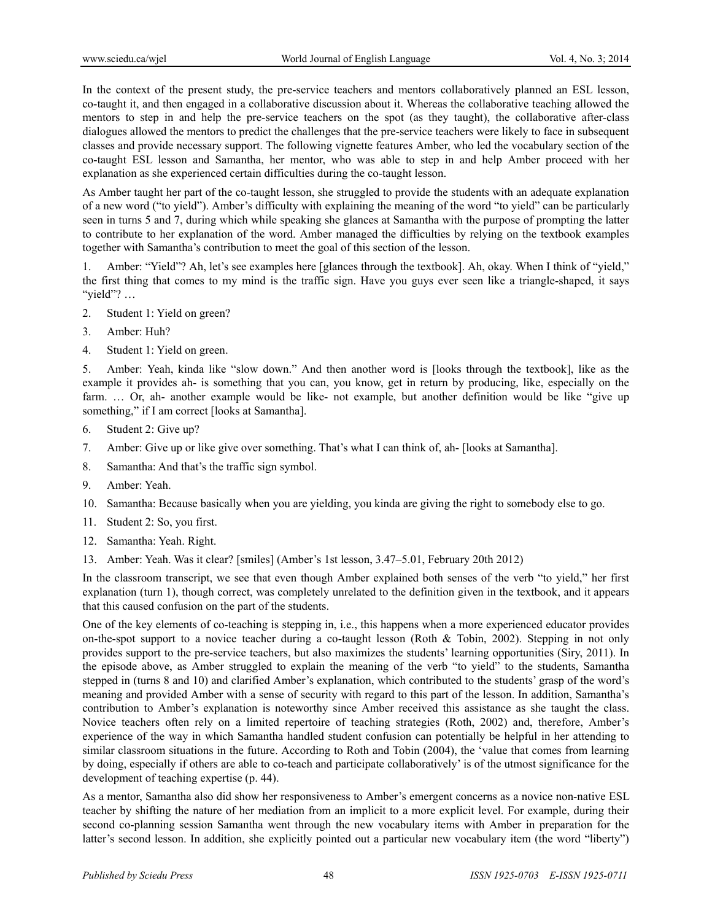In the context of the present study, the pre-service teachers and mentors collaboratively planned an ESL lesson, co-taught it, and then engaged in a collaborative discussion about it. Whereas the collaborative teaching allowed the mentors to step in and help the pre-service teachers on the spot (as they taught), the collaborative after-class dialogues allowed the mentors to predict the challenges that the pre-service teachers were likely to face in subsequent classes and provide necessary support. The following vignette features Amber, who led the vocabulary section of the co-taught ESL lesson and Samantha, her mentor, who was able to step in and help Amber proceed with her explanation as she experienced certain difficulties during the co-taught lesson.

As Amber taught her part of the co-taught lesson, she struggled to provide the students with an adequate explanation of a new word ("to yield"). Amber's difficulty with explaining the meaning of the word "to yield" can be particularly seen in turns 5 and 7, during which while speaking she glances at Samantha with the purpose of prompting the latter to contribute to her explanation of the word. Amber managed the difficulties by relying on the textbook examples together with Samantha's contribution to meet the goal of this section of the lesson.

1. Amber: "Yield"? Ah, let's see examples here [glances through the textbook]. Ah, okay. When I think of "yield," the first thing that comes to my mind is the traffic sign. Have you guys ever seen like a triangle-shaped, it says "yield"? …
2. Student 1: Yield on green?
3. Amber: Huh?
4. Student 1: Yield on green.
5. Amber: Yeah, kinda like "slow down." And then another word is [looks through the textbook], like as the example it provides ah- is something that you can, you know, get in return by producing, like, especially on the farm. … Or, ah- another example would be like- not example, but another definition would be like "give up something," if I am correct [looks at Samantha].
6. Student 2: Give up?
7. Amber: Give up or like give over something. That's what I can think of, ah- [looks at Samantha].
8. Samantha: And that's the traffic sign symbol.
9. Amber: Yeah.
10. Samantha: Because basically when you are yielding, you kinda are giving the right to somebody else to go.
11. Student 2: So, you first.
12. Samantha: Yeah. Right.
13. Amber: Yeah. Was it clear? [smiles] (Amber's 1st lesson, 3.47–5.01, February 20th 2012)

In the classroom transcript, we see that even though Amber explained both senses of the verb "to yield," her first explanation (turn 1), though correct, was completely unrelated to the definition given in the textbook, and it appears that this caused confusion on the part of the students.

One of the key elements of co-teaching is stepping in, i.e., this happens when a more experienced educator provides on-the-spot support to a novice teacher during a co-taught lesson (Roth & Tobin, 2002). Stepping in not only provides support to the pre-service teachers, but also maximizes the students' learning opportunities (Siry, 2011). In the episode above, as Amber struggled to explain the meaning of the verb "to yield" to the students, Samantha stepped in (turns 8 and 10) and clarified Amber's explanation, which contributed to the students' grasp of the word's meaning and provided Amber with a sense of security with regard to this part of the lesson. In addition, Samantha's contribution to Amber's explanation is noteworthy since Amber received this assistance as she taught the class. Novice teachers often rely on a limited repertoire of teaching strategies (Roth, 2002) and, therefore, Amber's experience of the way in which Samantha handled student confusion can potentially be helpful in her attending to similar classroom situations in the future. According to Roth and Tobin (2004), the 'value that comes from learning by doing, especially if others are able to co-teach and participate collaboratively' is of the utmost significance for the development of teaching expertise (p. 44).

As a mentor, Samantha also did show her responsiveness to Amber's emergent concerns as a novice non-native ESL teacher by shifting the nature of her mediation from an implicit to a more explicit level. For example, during their second co-planning session Samantha went through the new vocabulary items with Amber in preparation for the latter's second lesson. In addition, she explicitly pointed out a particular new vocabulary item (the word "liberty")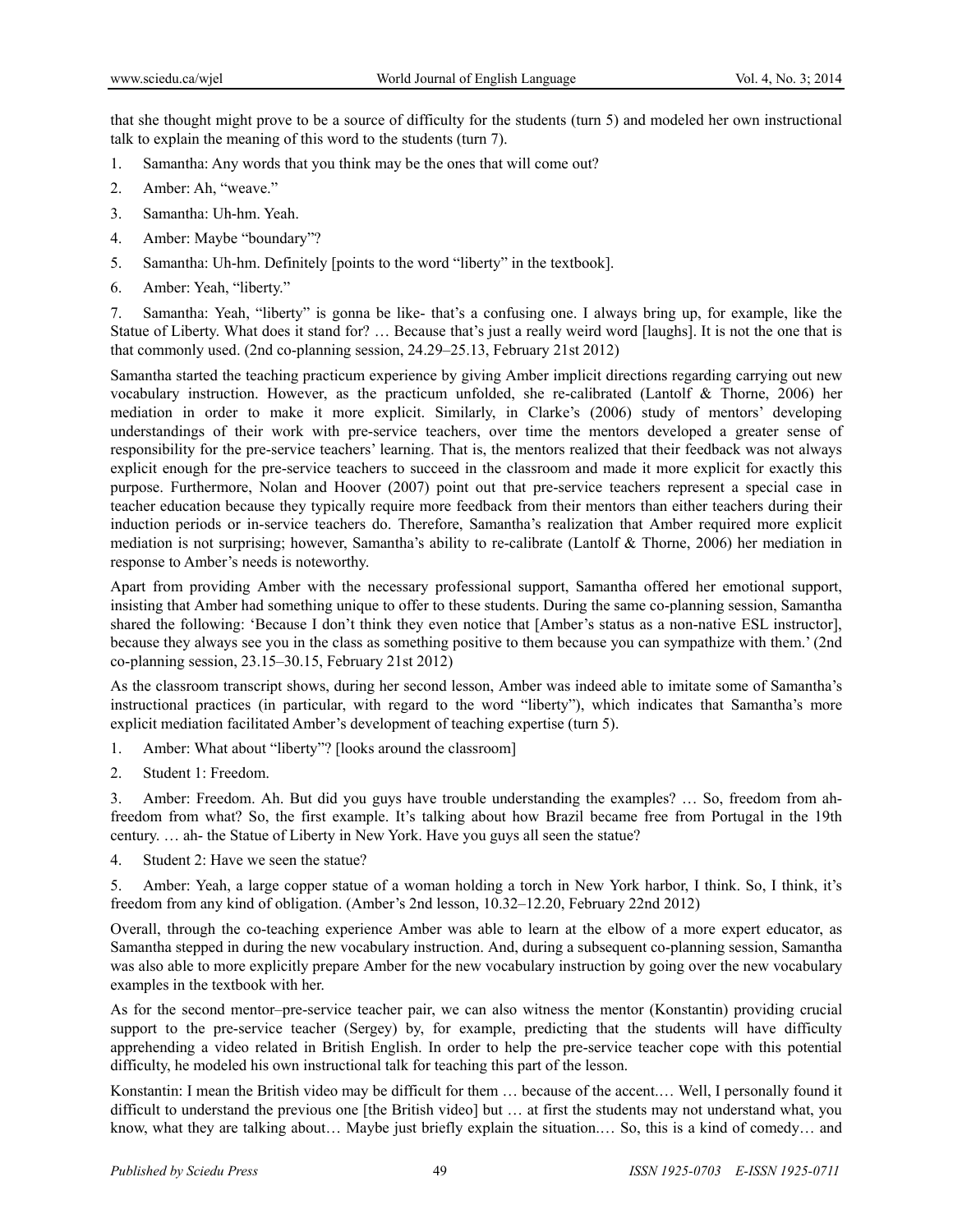that she thought might prove to be a source of difficulty for the students (turn 5) and modeled her own instructional talk to explain the meaning of this word to the students (turn 7).

1. Samantha: Any words that you think may be the ones that will come out?
2. Amber: Ah, "weave."
3. Samantha: Uh-hm. Yeah.
4. Amber: Maybe "boundary"?
5. Samantha: Uh-hm. Definitely [points to the word "liberty" in the textbook].
6. Amber: Yeah, "liberty."
7. Samantha: Yeah, "liberty" is gonna be like- that's a confusing one. I always bring up, for example, like the Statue of Liberty. What does it stand for? … Because that's just a really weird word [laughs]. It is not the one that is that commonly used. (2nd co-planning session, 24.29–25.13, February 21st 2012)

Samantha started the teaching practicum experience by giving Amber implicit directions regarding carrying out new vocabulary instruction. However, as the practicum unfolded, she re-calibrated (Lantolf & Thorne, 2006) her mediation in order to make it more explicit. Similarly, in Clarke's (2006) study of mentors' developing understandings of their work with pre-service teachers, over time the mentors developed a greater sense of responsibility for the pre-service teachers' learning. That is, the mentors realized that their feedback was not always explicit enough for the pre-service teachers to succeed in the classroom and made it more explicit for exactly this purpose. Furthermore, Nolan and Hoover (2007) point out that pre-service teachers represent a special case in teacher education because they typically require more feedback from their mentors than either teachers during their induction periods or in-service teachers do. Therefore, Samantha's realization that Amber required more explicit mediation is not surprising; however, Samantha's ability to re-calibrate (Lantolf & Thorne, 2006) her mediation in response to Amber's needs is noteworthy.

Apart from providing Amber with the necessary professional support, Samantha offered her emotional support, insisting that Amber had something unique to offer to these students. During the same co-planning session, Samantha shared the following: 'Because I don't think they even notice that [Amber's status as a non-native ESL instructor], because they always see you in the class as something positive to them because you can sympathize with them.' (2nd co-planning session, 23.15–30.15, February 21st 2012)

As the classroom transcript shows, during her second lesson, Amber was indeed able to imitate some of Samantha's instructional practices (in particular, with regard to the word "liberty"), which indicates that Samantha's more explicit mediation facilitated Amber's development of teaching expertise (turn 5).

1. Amber: What about "liberty"? [looks around the classroom]
2. Student 1: Freedom.
3. Amber: Freedom. Ah. But did you guys have trouble understanding the examples? … So, freedom from ah- freedom from what? So, the first example. It's talking about how Brazil became free from Portugal in the 19th century. … ah- the Statue of Liberty in New York. Have you guys all seen the statue?
4. Student 2: Have we seen the statue?
5. Amber: Yeah, a large copper statue of a woman holding a torch in New York harbor, I think. So, I think, it's freedom from any kind of obligation. (Amber's 2nd lesson, 10.32–12.20, February 22nd 2012)

Overall, through the co-teaching experience Amber was able to learn at the elbow of a more expert educator, as Samantha stepped in during the new vocabulary instruction. And, during a subsequent co-planning session, Samantha was also able to more explicitly prepare Amber for the new vocabulary instruction by going over the new vocabulary examples in the textbook with her.

As for the second mentor–pre-service teacher pair, we can also witness the mentor (Konstantin) providing crucial support to the pre-service teacher (Sergey) by, for example, predicting that the students will have difficulty apprehending a video related in British English. In order to help the pre-service teacher cope with this potential difficulty, he modeled his own instructional talk for teaching this part of the lesson.

Konstantin: I mean the British video may be difficult for them … because of the accent.… Well, I personally found it difficult to understand the previous one [the British video] but … at first the students may not understand what, you know, what they are talking about… Maybe just briefly explain the situation.… So, this is a kind of comedy… and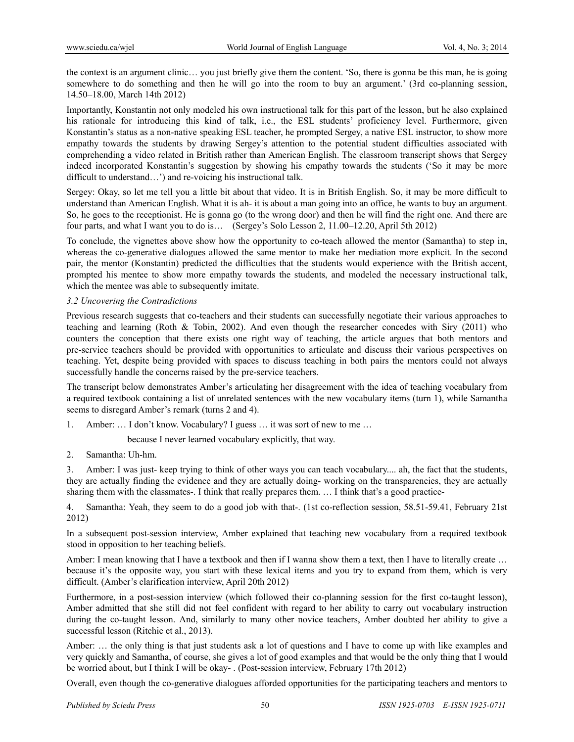the context is an argument clinic… you just briefly give them the content. 'So, there is gonna be this man, he is going somewhere to do something and then he will go into the room to buy an argument.' (3rd co-planning session, 14.50–18.00, March 14th 2012)

Importantly, Konstantin not only modeled his own instructional talk for this part of the lesson, but he also explained his rationale for introducing this kind of talk, i.e., the ESL students' proficiency level. Furthermore, given Konstantin's status as a non-native speaking ESL teacher, he prompted Sergey, a native ESL instructor, to show more empathy towards the students by drawing Sergey's attention to the potential student difficulties associated with comprehending a video related in British rather than American English. The classroom transcript shows that Sergey indeed incorporated Konstantin's suggestion by showing his empathy towards the students ('So it may be more difficult to understand…') and re-voicing his instructional talk.

Sergey: Okay, so let me tell you a little bit about that video. It is in British English. So, it may be more difficult to understand than American English. What it is ah- it is about a man going into an office, he wants to buy an argument. So, he goes to the receptionist. He is gonna go (to the wrong door) and then he will find the right one. And there are four parts, and what I want you to do is… (Sergey's Solo Lesson 2, 11.00–12.20, April 5th 2012)

To conclude, the vignettes above show how the opportunity to co-teach allowed the mentor (Samantha) to step in, whereas the co-generative dialogues allowed the same mentor to make her mediation more explicit. In the second pair, the mentor (Konstantin) predicted the difficulties that the students would experience with the British accent, prompted his mentee to show more empathy towards the students, and modeled the necessary instructional talk, which the mentee was able to subsequently imitate.

### *3.2 Uncovering the Contradictions*

Previous research suggests that co-teachers and their students can successfully negotiate their various approaches to teaching and learning (Roth & Tobin, 2002). And even though the researcher concedes with Siry (2011) who counters the conception that there exists one right way of teaching, the article argues that both mentors and pre-service teachers should be provided with opportunities to articulate and discuss their various perspectives on teaching. Yet, despite being provided with spaces to discuss teaching in both pairs the mentors could not always successfully handle the concerns raised by the pre-service teachers.

The transcript below demonstrates Amber's articulating her disagreement with the idea of teaching vocabulary from a required textbook containing a list of unrelated sentences with the new vocabulary items (turn 1), while Samantha seems to disregard Amber's remark (turns 2 and 4).

1. Amber: … I don't know. Vocabulary? I guess … it was sort of new to me …

   because I never learned vocabulary explicitly, that way.

2. Samantha: Uh-hm.

3. Amber: I was just- keep trying to think of other ways you can teach vocabulary.... ah, the fact that the students, they are actually finding the evidence and they are actually doing- working on the transparencies, they are actually sharing them with the classmates-. I think that really prepares them. … I think that's a good practice-

4. Samantha: Yeah, they seem to do a good job with that-. (1st co-reflection session, 58.51-59.41, February 21st 2012)

In a subsequent post-session interview, Amber explained that teaching new vocabulary from a required textbook stood in opposition to her teaching beliefs.

Amber: I mean knowing that I have a textbook and then if I wanna show them a text, then I have to literally create … because it's the opposite way, you start with these lexical items and you try to expand from them, which is very difficult. (Amber's clarification interview, April 20th 2012)

Furthermore, in a post-session interview (which followed their co-planning session for the first co-taught lesson), Amber admitted that she still did not feel confident with regard to her ability to carry out vocabulary instruction during the co-taught lesson. And, similarly to many other novice teachers, Amber doubted her ability to give a successful lesson (Ritchie et al., 2013).

Amber: … the only thing is that just students ask a lot of questions and I have to come up with like examples and very quickly and Samantha, of course, she gives a lot of good examples and that would be the only thing that I would be worried about, but I think I will be okay- . (Post-session interview, February 17th 2012)

Overall, even though the co-generative dialogues afforded opportunities for the participating teachers and mentors to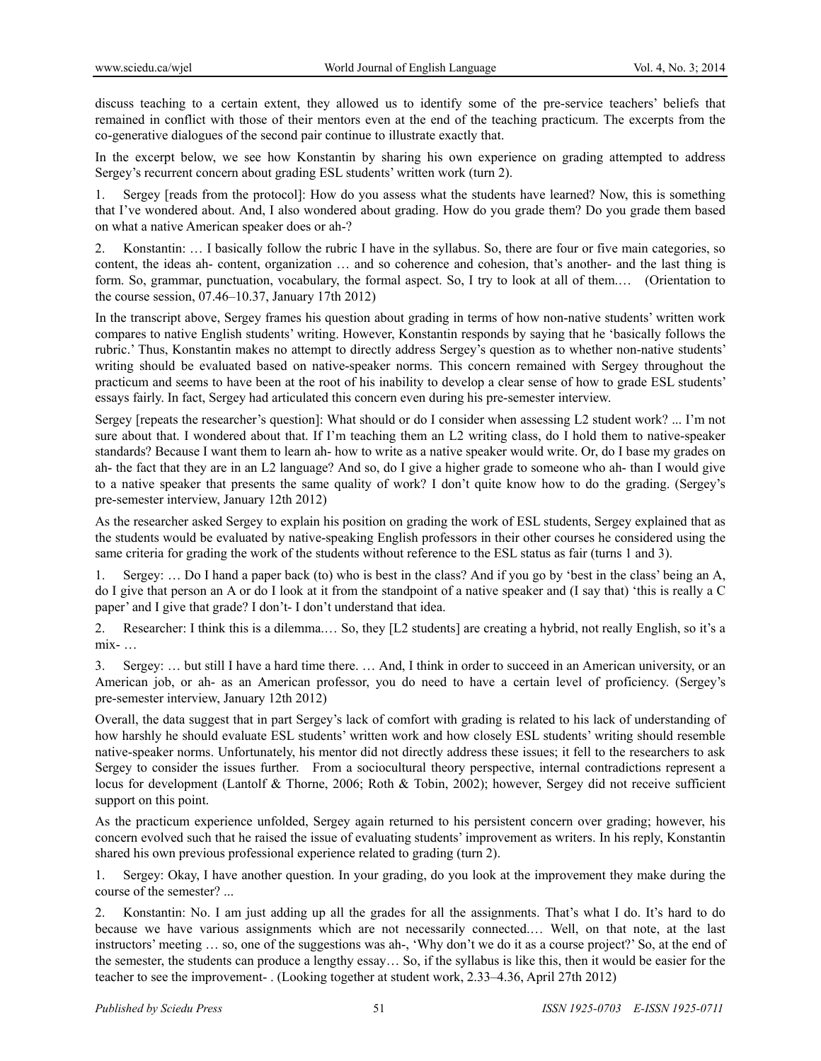discuss teaching to a certain extent, they allowed us to identify some of the pre-service teachers' beliefs that remained in conflict with those of their mentors even at the end of the teaching practicum. The excerpts from the co-generative dialogues of the second pair continue to illustrate exactly that.

In the excerpt below, we see how Konstantin by sharing his own experience on grading attempted to address Sergey's recurrent concern about grading ESL students' written work (turn 2).

1. Sergey [reads from the protocol]: How do you assess what the students have learned? Now, this is something that I've wondered about. And, I also wondered about grading. How do you grade them? Do you grade them based on what a native American speaker does or ah-?

2. Konstantin: … I basically follow the rubric I have in the syllabus. So, there are four or five main categories, so content, the ideas ah- content, organization … and so coherence and cohesion, that's another- and the last thing is form. So, grammar, punctuation, vocabulary, the formal aspect. So, I try to look at all of them.… (Orientation to the course session, 07.46–10.37, January 17th 2012)

In the transcript above, Sergey frames his question about grading in terms of how non-native students' written work compares to native English students' writing. However, Konstantin responds by saying that he 'basically follows the rubric.' Thus, Konstantin makes no attempt to directly address Sergey's question as to whether non-native students' writing should be evaluated based on native-speaker norms. This concern remained with Sergey throughout the practicum and seems to have been at the root of his inability to develop a clear sense of how to grade ESL students' essays fairly. In fact, Sergey had articulated this concern even during his pre-semester interview.

Sergey [repeats the researcher's question]: What should or do I consider when assessing L2 student work? ... I'm not sure about that. I wondered about that. If I'm teaching them an L2 writing class, do I hold them to native-speaker standards? Because I want them to learn ah- how to write as a native speaker would write. Or, do I base my grades on ah- the fact that they are in an L2 language? And so, do I give a higher grade to someone who ah- than I would give to a native speaker that presents the same quality of work? I don't quite know how to do the grading. (Sergey's pre-semester interview, January 12th 2012)

As the researcher asked Sergey to explain his position on grading the work of ESL students, Sergey explained that as the students would be evaluated by native-speaking English professors in their other courses he considered using the same criteria for grading the work of the students without reference to the ESL status as fair (turns 1 and 3).

1. Sergey: … Do I hand a paper back (to) who is best in the class? And if you go by 'best in the class' being an A, do I give that person an A or do I look at it from the standpoint of a native speaker and (I say that) 'this is really a C paper' and I give that grade? I don't- I don't understand that idea.

2. Researcher: I think this is a dilemma.… So, they [L2 students] are creating a hybrid, not really English, so it's a mix- …

3. Sergey: … but still I have a hard time there. … And, I think in order to succeed in an American university, or an American job, or ah- as an American professor, you do need to have a certain level of proficiency. (Sergey's pre-semester interview, January 12th 2012)

Overall, the data suggest that in part Sergey's lack of comfort with grading is related to his lack of understanding of how harshly he should evaluate ESL students' written work and how closely ESL students' writing should resemble native-speaker norms. Unfortunately, his mentor did not directly address these issues; it fell to the researchers to ask Sergey to consider the issues further. From a sociocultural theory perspective, internal contradictions represent a locus for development (Lantolf & Thorne, 2006; Roth & Tobin, 2002); however, Sergey did not receive sufficient support on this point.

As the practicum experience unfolded, Sergey again returned to his persistent concern over grading; however, his concern evolved such that he raised the issue of evaluating students' improvement as writers. In his reply, Konstantin shared his own previous professional experience related to grading (turn 2).

1. Sergey: Okay, I have another question. In your grading, do you look at the improvement they make during the course of the semester? ...

2. Konstantin: No. I am just adding up all the grades for all the assignments. That's what I do. It's hard to do because we have various assignments which are not necessarily connected.… Well, on that note, at the last instructors' meeting … so, one of the suggestions was ah-, 'Why don't we do it as a course project?' So, at the end of the semester, the students can produce a lengthy essay… So, if the syllabus is like this, then it would be easier for the teacher to see the improvement- . (Looking together at student work, 2.33–4.36, April 27th 2012)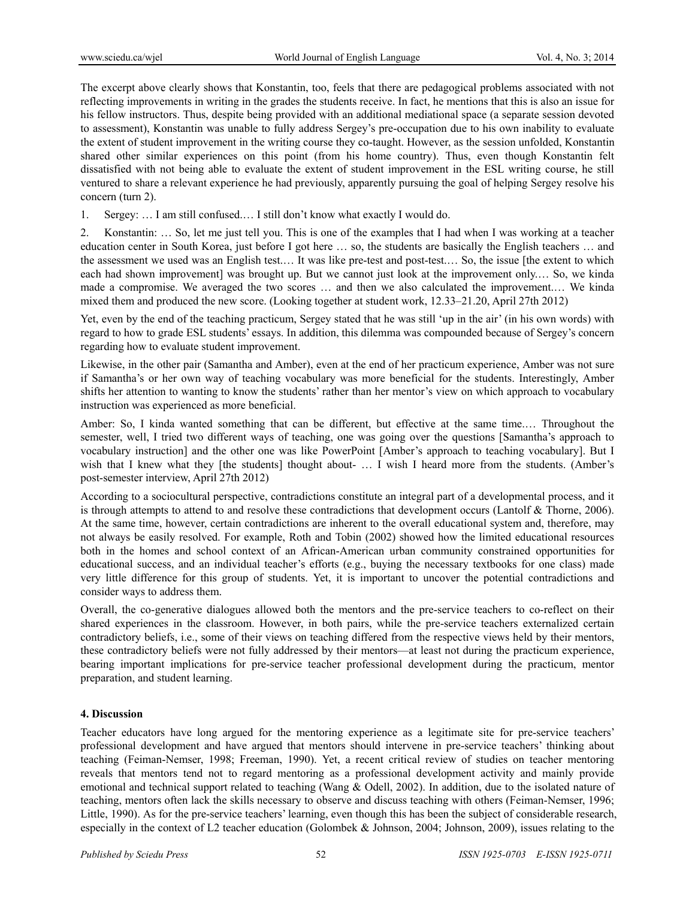The excerpt above clearly shows that Konstantin, too, feels that there are pedagogical problems associated with not reflecting improvements in writing in the grades the students receive. In fact, he mentions that this is also an issue for his fellow instructors. Thus, despite being provided with an additional mediational space (a separate session devoted to assessment), Konstantin was unable to fully address Sergey's pre-occupation due to his own inability to evaluate the extent of student improvement in the writing course they co-taught. However, as the session unfolded, Konstantin shared other similar experiences on this point (from his home country). Thus, even though Konstantin felt dissatisfied with not being able to evaluate the extent of student improvement in the ESL writing course, he still ventured to share a relevant experience he had previously, apparently pursuing the goal of helping Sergey resolve his concern (turn 2).

1. Sergey: … I am still confused.… I still don't know what exactly I would do.

2. Konstantin: … So, let me just tell you. This is one of the examples that I had when I was working at a teacher education center in South Korea, just before I got here … so, the students are basically the English teachers … and the assessment we used was an English test.… It was like pre-test and post-test.… So, the issue [the extent to which each had shown improvement] was brought up. But we cannot just look at the improvement only.… So, we kinda made a compromise. We averaged the two scores … and then we also calculated the improvement.… We kinda mixed them and produced the new score. (Looking together at student work, 12.33–21.20, April 27th 2012)

Yet, even by the end of the teaching practicum, Sergey stated that he was still 'up in the air' (in his own words) with regard to how to grade ESL students' essays. In addition, this dilemma was compounded because of Sergey's concern regarding how to evaluate student improvement.

Likewise, in the other pair (Samantha and Amber), even at the end of her practicum experience, Amber was not sure if Samantha's or her own way of teaching vocabulary was more beneficial for the students. Interestingly, Amber shifts her attention to wanting to know the students' rather than her mentor's view on which approach to vocabulary instruction was experienced as more beneficial.

Amber: So, I kinda wanted something that can be different, but effective at the same time.… Throughout the semester, well, I tried two different ways of teaching, one was going over the questions [Samantha's approach to vocabulary instruction] and the other one was like PowerPoint [Amber's approach to teaching vocabulary]. But I wish that I knew what they [the students] thought about- … I wish I heard more from the students. (Amber's post-semester interview, April 27th 2012)

According to a sociocultural perspective, contradictions constitute an integral part of a developmental process, and it is through attempts to attend to and resolve these contradictions that development occurs (Lantolf & Thorne, 2006). At the same time, however, certain contradictions are inherent to the overall educational system and, therefore, may not always be easily resolved. For example, Roth and Tobin (2002) showed how the limited educational resources both in the homes and school context of an African-American urban community constrained opportunities for educational success, and an individual teacher's efforts (e.g., buying the necessary textbooks for one class) made very little difference for this group of students. Yet, it is important to uncover the potential contradictions and consider ways to address them.

Overall, the co-generative dialogues allowed both the mentors and the pre-service teachers to co-reflect on their shared experiences in the classroom. However, in both pairs, while the pre-service teachers externalized certain contradictory beliefs, i.e., some of their views on teaching differed from the respective views held by their mentors, these contradictory beliefs were not fully addressed by their mentors—at least not during the practicum experience, bearing important implications for pre-service teacher professional development during the practicum, mentor preparation, and student learning.

## 4. Discussion

Teacher educators have long argued for the mentoring experience as a legitimate site for pre-service teachers' professional development and have argued that mentors should intervene in pre-service teachers' thinking about teaching (Feiman-Nemser, 1998; Freeman, 1990). Yet, a recent critical review of studies on teacher mentoring reveals that mentors tend not to regard mentoring as a professional development activity and mainly provide emotional and technical support related to teaching (Wang & Odell, 2002). In addition, due to the isolated nature of teaching, mentors often lack the skills necessary to observe and discuss teaching with others (Feiman-Nemser, 1996; Little, 1990). As for the pre-service teachers' learning, even though this has been the subject of considerable research, especially in the context of L2 teacher education (Golombek & Johnson, 2004; Johnson, 2009), issues relating to the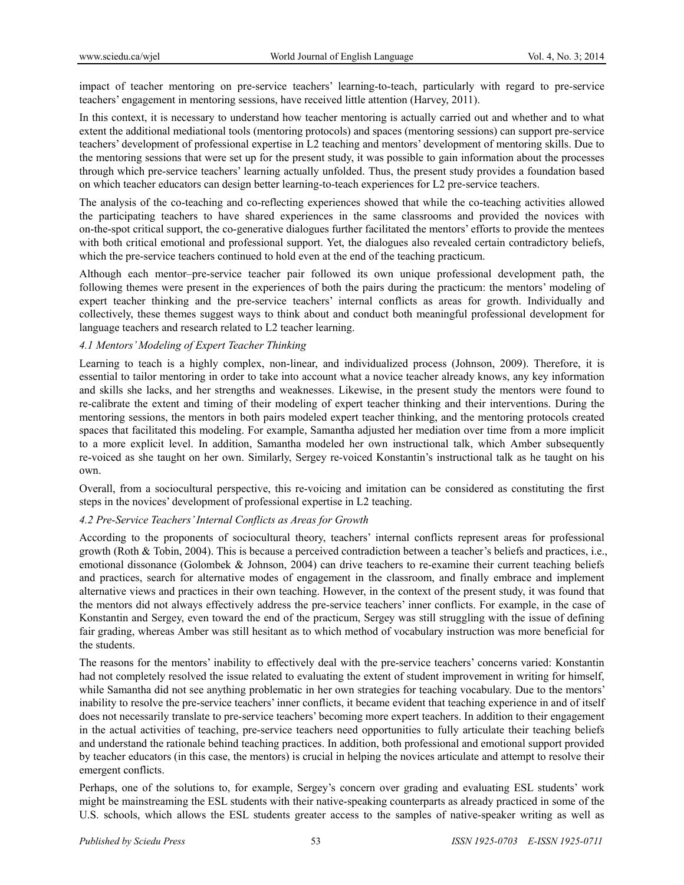impact of teacher mentoring on pre-service teachers' learning-to-teach, particularly with regard to pre-service teachers' engagement in mentoring sessions, have received little attention (Harvey, 2011).

In this context, it is necessary to understand how teacher mentoring is actually carried out and whether and to what extent the additional mediational tools (mentoring protocols) and spaces (mentoring sessions) can support pre-service teachers' development of professional expertise in L2 teaching and mentors' development of mentoring skills. Due to the mentoring sessions that were set up for the present study, it was possible to gain information about the processes through which pre-service teachers' learning actually unfolded. Thus, the present study provides a foundation based on which teacher educators can design better learning-to-teach experiences for L2 pre-service teachers.

The analysis of the co-teaching and co-reflecting experiences showed that while the co-teaching activities allowed the participating teachers to have shared experiences in the same classrooms and provided the novices with on-the-spot critical support, the co-generative dialogues further facilitated the mentors' efforts to provide the mentees with both critical emotional and professional support. Yet, the dialogues also revealed certain contradictory beliefs, which the pre-service teachers continued to hold even at the end of the teaching practicum.

Although each mentor–pre-service teacher pair followed its own unique professional development path, the following themes were present in the experiences of both the pairs during the practicum: the mentors' modeling of expert teacher thinking and the pre-service teachers' internal conflicts as areas for growth. Individually and collectively, these themes suggest ways to think about and conduct both meaningful professional development for language teachers and research related to L2 teacher learning.

### *4.1 Mentors' Modeling of Expert Teacher Thinking*

Learning to teach is a highly complex, non-linear, and individualized process (Johnson, 2009). Therefore, it is essential to tailor mentoring in order to take into account what a novice teacher already knows, any key information and skills she lacks, and her strengths and weaknesses. Likewise, in the present study the mentors were found to re-calibrate the extent and timing of their modeling of expert teacher thinking and their interventions. During the mentoring sessions, the mentors in both pairs modeled expert teacher thinking, and the mentoring protocols created spaces that facilitated this modeling. For example, Samantha adjusted her mediation over time from a more implicit to a more explicit level. In addition, Samantha modeled her own instructional talk, which Amber subsequently re-voiced as she taught on her own. Similarly, Sergey re-voiced Konstantin's instructional talk as he taught on his own.

Overall, from a sociocultural perspective, this re-voicing and imitation can be considered as constituting the first steps in the novices' development of professional expertise in L2 teaching.

### *4.2 Pre-Service Teachers' Internal Conflicts as Areas for Growth*

According to the proponents of sociocultural theory, teachers' internal conflicts represent areas for professional growth (Roth & Tobin, 2004). This is because a perceived contradiction between a teacher's beliefs and practices, i.e., emotional dissonance (Golombek & Johnson, 2004) can drive teachers to re-examine their current teaching beliefs and practices, search for alternative modes of engagement in the classroom, and finally embrace and implement alternative views and practices in their own teaching. However, in the context of the present study, it was found that the mentors did not always effectively address the pre-service teachers' inner conflicts. For example, in the case of Konstantin and Sergey, even toward the end of the practicum, Sergey was still struggling with the issue of defining fair grading, whereas Amber was still hesitant as to which method of vocabulary instruction was more beneficial for the students.

The reasons for the mentors' inability to effectively deal with the pre-service teachers' concerns varied: Konstantin had not completely resolved the issue related to evaluating the extent of student improvement in writing for himself, while Samantha did not see anything problematic in her own strategies for teaching vocabulary. Due to the mentors' inability to resolve the pre-service teachers' inner conflicts, it became evident that teaching experience in and of itself does not necessarily translate to pre-service teachers' becoming more expert teachers. In addition to their engagement in the actual activities of teaching, pre-service teachers need opportunities to fully articulate their teaching beliefs and understand the rationale behind teaching practices. In addition, both professional and emotional support provided by teacher educators (in this case, the mentors) is crucial in helping the novices articulate and attempt to resolve their emergent conflicts.

Perhaps, one of the solutions to, for example, Sergey's concern over grading and evaluating ESL students' work might be mainstreaming the ESL students with their native-speaking counterparts as already practiced in some of the U.S. schools, which allows the ESL students greater access to the samples of native-speaker writing as well as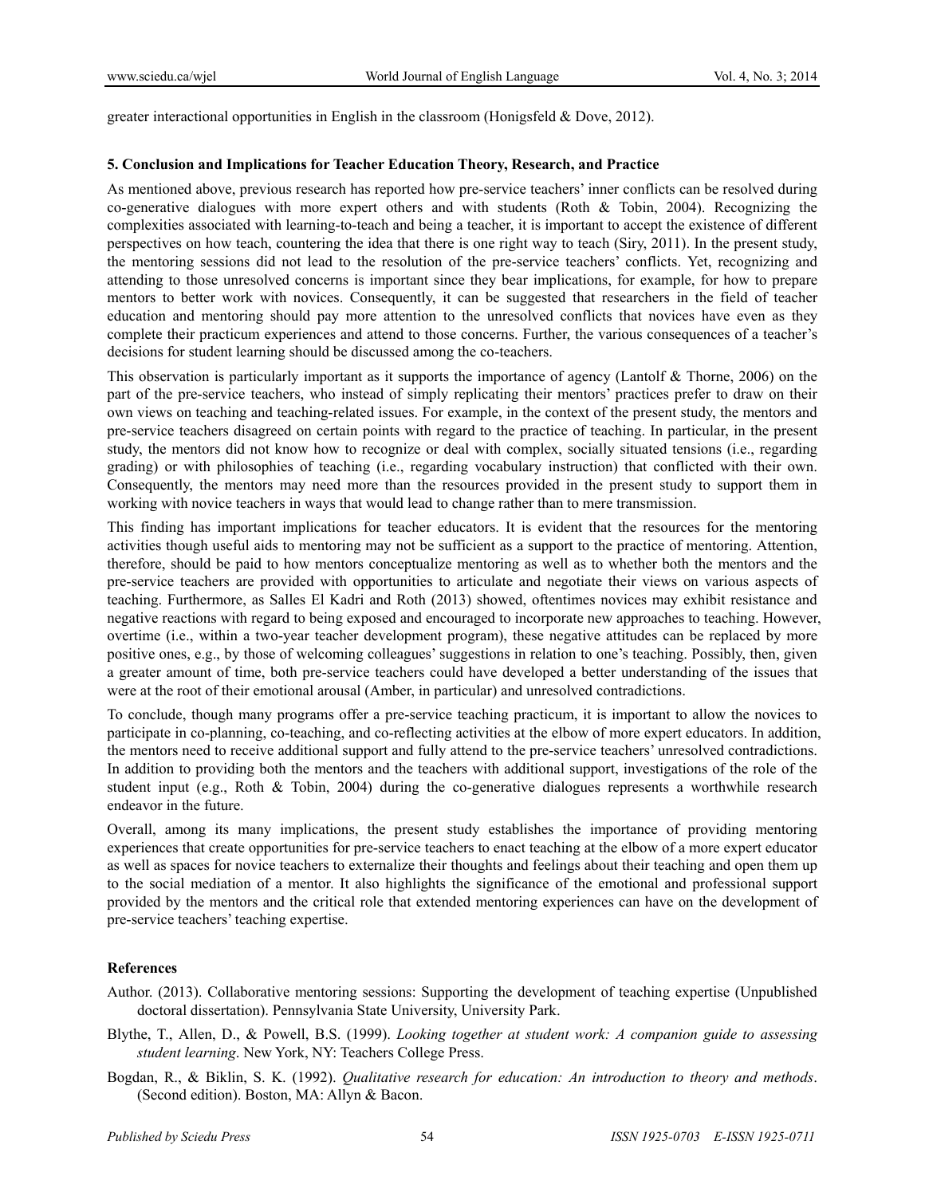greater interactional opportunities in English in the classroom (Honigsfeld & Dove, 2012).

### 5. Conclusion and Implications for Teacher Education Theory, Research, and Practice

As mentioned above, previous research has reported how pre-service teachers' inner conflicts can be resolved during co-generative dialogues with more expert others and with students (Roth & Tobin, 2004). Recognizing the complexities associated with learning-to-teach and being a teacher, it is important to accept the existence of different perspectives on how teach, countering the idea that there is one right way to teach (Siry, 2011). In the present study, the mentoring sessions did not lead to the resolution of the pre-service teachers' conflicts. Yet, recognizing and attending to those unresolved concerns is important since they bear implications, for example, for how to prepare mentors to better work with novices. Consequently, it can be suggested that researchers in the field of teacher education and mentoring should pay more attention to the unresolved conflicts that novices have even as they complete their practicum experiences and attend to those concerns. Further, the various consequences of a teacher's decisions for student learning should be discussed among the co-teachers.

This observation is particularly important as it supports the importance of agency (Lantolf & Thorne, 2006) on the part of the pre-service teachers, who instead of simply replicating their mentors' practices prefer to draw on their own views on teaching and teaching-related issues. For example, in the context of the present study, the mentors and pre-service teachers disagreed on certain points with regard to the practice of teaching. In particular, in the present study, the mentors did not know how to recognize or deal with complex, socially situated tensions (i.e., regarding grading) or with philosophies of teaching (i.e., regarding vocabulary instruction) that conflicted with their own. Consequently, the mentors may need more than the resources provided in the present study to support them in working with novice teachers in ways that would lead to change rather than to mere transmission.

This finding has important implications for teacher educators. It is evident that the resources for the mentoring activities though useful aids to mentoring may not be sufficient as a support to the practice of mentoring. Attention, therefore, should be paid to how mentors conceptualize mentoring as well as to whether both the mentors and the pre-service teachers are provided with opportunities to articulate and negotiate their views on various aspects of teaching. Furthermore, as Salles El Kadri and Roth (2013) showed, oftentimes novices may exhibit resistance and negative reactions with regard to being exposed and encouraged to incorporate new approaches to teaching. However, overtime (i.e., within a two-year teacher development program), these negative attitudes can be replaced by more positive ones, e.g., by those of welcoming colleagues' suggestions in relation to one's teaching. Possibly, then, given a greater amount of time, both pre-service teachers could have developed a better understanding of the issues that were at the root of their emotional arousal (Amber, in particular) and unresolved contradictions.

To conclude, though many programs offer a pre-service teaching practicum, it is important to allow the novices to participate in co-planning, co-teaching, and co-reflecting activities at the elbow of more expert educators. In addition, the mentors need to receive additional support and fully attend to the pre-service teachers' unresolved contradictions. In addition to providing both the mentors and the teachers with additional support, investigations of the role of the student input (e.g., Roth & Tobin, 2004) during the co-generative dialogues represents a worthwhile research endeavor in the future.

Overall, among its many implications, the present study establishes the importance of providing mentoring experiences that create opportunities for pre-service teachers to enact teaching at the elbow of a more expert educator as well as spaces for novice teachers to externalize their thoughts and feelings about their teaching and open them up to the social mediation of a mentor. It also highlights the significance of the emotional and professional support provided by the mentors and the critical role that extended mentoring experiences can have on the development of pre-service teachers' teaching expertise.

### References

Author. (2013). Collaborative mentoring sessions: Supporting the development of teaching expertise (Unpublished doctoral dissertation). Pennsylvania State University, University Park.

Blythe, T., Allen, D., & Powell, B.S. (1999). *Looking together at student work: A companion guide to assessing student learning*. New York, NY: Teachers College Press.

Bogdan, R., & Biklin, S. K. (1992). *Qualitative research for education: An introduction to theory and methods*. (Second edition). Boston, MA: Allyn & Bacon.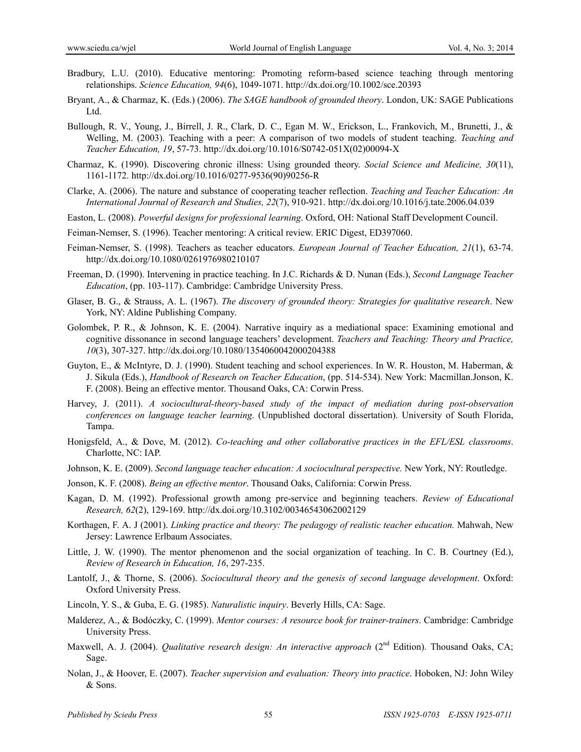Bradbury, L.U. (2010). Educative mentoring: Promoting reform-based science teaching through mentoring relationships. *Science Education, 94*(6), 1049-1071. http://dx.doi.org/10.1002/sce.20393

Bryant, A., & Charmaz, K. (Eds.) (2006). *The SAGE handbook of grounded theory*. London, UK: SAGE Publications Ltd.

Bullough, R. V., Young, J., Birrell, J. R., Clark, D. C., Egan M. W., Erickson, L., Frankovich, M., Brunetti, J., & Welling, M. (2003). Teaching with a peer: A comparison of two models of student teaching. *Teaching and Teacher Education, 19*, 57-73. http://dx.doi.org/10.1016/S0742-051X(02)00094-X

Charmaz, K. (1990). Discovering chronic illness: Using grounded theory. *Social Science and Medicine, 30*(11), 1161-1172. http://dx.doi.org/10.1016/0277-9536(90)90256-R

Clarke, A. (2006). The nature and substance of cooperating teacher reflection. *Teaching and Teacher Education: An International Journal of Research and Studies, 22*(7), 910-921. http://dx.doi.org/10.1016/j.tate.2006.04.039

Easton, L. (2008). *Powerful designs for professional learning*. Oxford, OH: National Staff Development Council.

Feiman-Nemser, S. (1996). Teacher mentoring: A critical review. ERIC Digest, ED397060.

Feiman-Nemser, S. (1998). Teachers as teacher educators. *European Journal of Teacher Education, 21*(1), 63-74. http://dx.doi.org/10.1080/0261976980210107

Freeman, D. (1990). Intervening in practice teaching. In J.C. Richards & D. Nunan (Eds.), *Second Language Teacher Education*, (pp. 103-117). Cambridge: Cambridge University Press.

Glaser, B. G., & Strauss, A. L. (1967). *The discovery of grounded theory: Strategies for qualitative research*. New York, NY: Aldine Publishing Company.

Golombek, P. R., & Johnson, K. E. (2004). Narrative inquiry as a mediational space: Examining emotional and cognitive dissonance in second language teachers' development. *Teachers and Teaching: Theory and Practice, 10*(3), 307-327. http://dx.doi.org/10.1080/1354060042000204388

Guyton, E., & McIntyre, D. J. (1990). Student teaching and school experiences. In W. R. Houston, M. Haberman, & J. Sikula (Eds.), *Handbook of Research on Teacher Education*, (pp. 514-534). New York: Macmillan.Jonson, K. F. (2008). Being an effective mentor. Thousand Oaks, CA: Corwin Press.

Harvey, J. (2011). *A sociocultural-theory-based study of the impact of mediation during post-observation conferences on language teacher learning*. (Unpublished doctoral dissertation). University of South Florida, Tampa.

Honigsfeld, A., & Dove, M. (2012). *Co-teaching and other collaborative practices in the EFL/ESL classrooms*. Charlotte, NC: IAP.

Johnson, K. E. (2009). *Second language teacher education: A sociocultural perspective.* New York, NY: Routledge.

Jonson, K. F. (2008). *Being an effective mentor*. Thousand Oaks, California: Corwin Press.

Kagan, D. M. (1992). Professional growth among pre-service and beginning teachers. *Review of Educational Research, 62*(2), 129-169. http://dx.doi.org/10.3102/00346543062002129

Korthagen, F. A. J (2001). *Linking practice and theory: The pedagogy of realistic teacher education.* Mahwah, New Jersey: Lawrence Erlbaum Associates.

Little, J. W. (1990). The mentor phenomenon and the social organization of teaching. In C. B. Courtney (Ed.), *Review of Research in Education, 16*, 297-235.

Lantolf, J., & Thorne, S. (2006). *Sociocultural theory and the genesis of second language development*. Oxford: Oxford University Press.

Lincoln, Y. S., & Guba, E. G. (1985). *Naturalistic inquiry*. Beverly Hills, CA: Sage.

Malderez, A., & Bodóczky, C. (1999). *Mentor courses: A resource book for trainer-trainers*. Cambridge: Cambridge University Press.

Maxwell, A. J. (2004). *Qualitative research design: An interactive approach* (2nd Edition). Thousand Oaks, CA; Sage.

Nolan, J., & Hoover, E. (2007). *Teacher supervision and evaluation: Theory into practice*. Hoboken, NJ: John Wiley & Sons.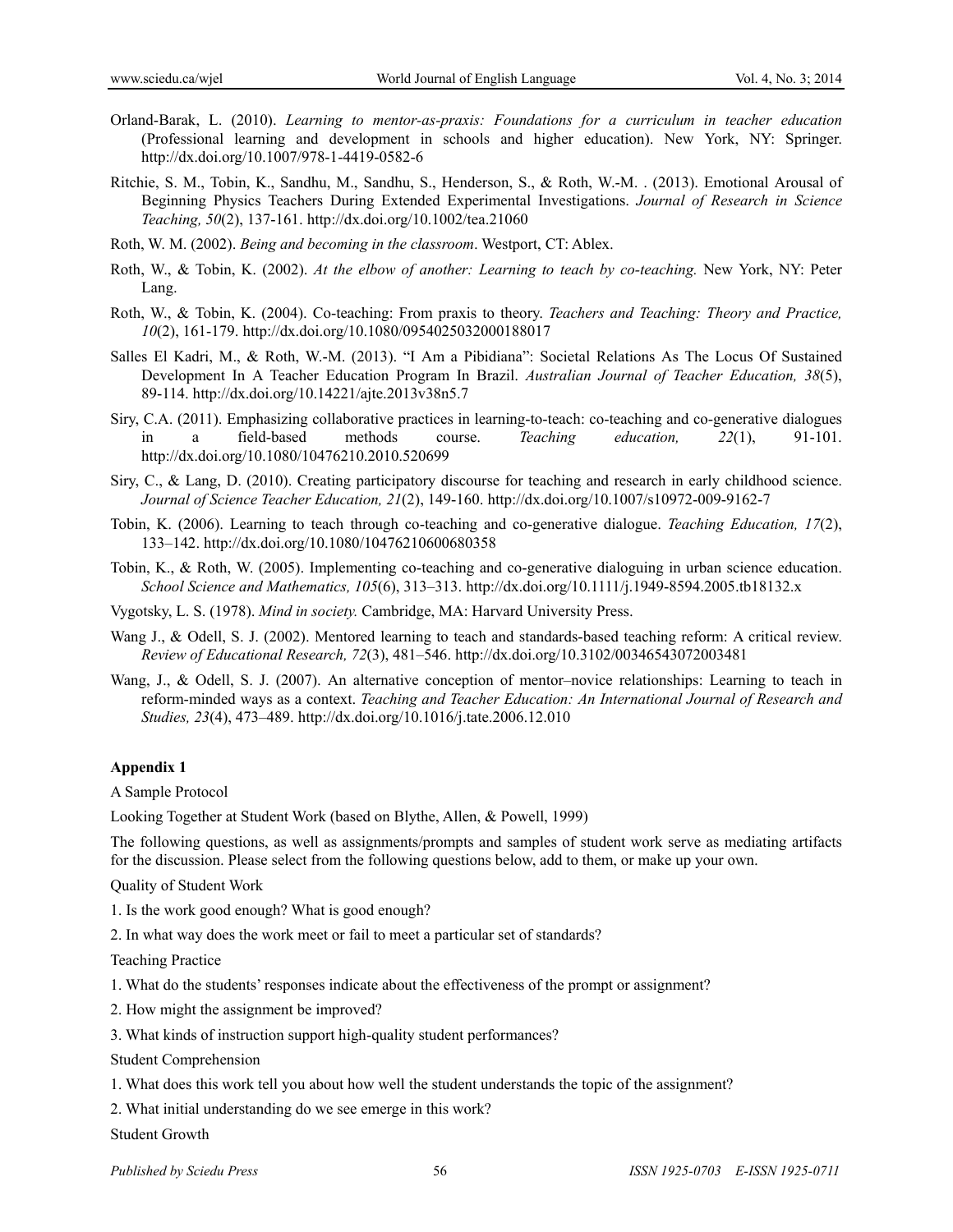Orland-Barak, L. (2010). *Learning to mentor-as-praxis: Foundations for a curriculum in teacher education* (Professional learning and development in schools and higher education). New York, NY: Springer. http://dx.doi.org/10.1007/978-1-4419-0582-6

Ritchie, S. M., Tobin, K., Sandhu, M., Sandhu, S., Henderson, S., & Roth, W.-M. . (2013). Emotional Arousal of Beginning Physics Teachers During Extended Experimental Investigations. *Journal of Research in Science Teaching, 50*(2), 137-161. http://dx.doi.org/10.1002/tea.21060

Roth, W. M. (2002). *Being and becoming in the classroom*. Westport, CT: Ablex.

Roth, W., & Tobin, K. (2002). *At the elbow of another: Learning to teach by co-teaching.* New York, NY: Peter Lang.

Roth, W., & Tobin, K. (2004). Co-teaching: From praxis to theory. *Teachers and Teaching: Theory and Practice, 10*(2), 161-179. http://dx.doi.org/10.1080/0954025032000188017

Salles El Kadri, M., & Roth, W.-M. (2013). "I Am a Pibidiana": Societal Relations As The Locus Of Sustained Development In A Teacher Education Program In Brazil. *Australian Journal of Teacher Education, 38*(5), 89-114. http://dx.doi.org/10.14221/ajte.2013v38n5.7

Siry, C.A. (2011). Emphasizing collaborative practices in learning-to-teach: co-teaching and co-generative dialogues in a field-based methods course. *Teaching education, 22*(1), 91-101. http://dx.doi.org/10.1080/10476210.2010.520699

Siry, C., & Lang, D. (2010). Creating participatory discourse for teaching and research in early childhood science. *Journal of Science Teacher Education, 21*(2), 149-160. http://dx.doi.org/10.1007/s10972-009-9162-7

Tobin, K. (2006). Learning to teach through co-teaching and co-generative dialogue. *Teaching Education, 17*(2), 133–142. http://dx.doi.org/10.1080/10476210600680358

Tobin, K., & Roth, W. (2005). Implementing co-teaching and co-generative dialoguing in urban science education. *School Science and Mathematics, 105*(6), 313–313. http://dx.doi.org/10.1111/j.1949-8594.2005.tb18132.x

Vygotsky, L. S. (1978). *Mind in society.* Cambridge, MA: Harvard University Press.

Wang J., & Odell, S. J. (2002). Mentored learning to teach and standards-based teaching reform: A critical review. *Review of Educational Research, 72*(3), 481–546. http://dx.doi.org/10.3102/00346543072003481

Wang, J., & Odell, S. J. (2007). An alternative conception of mentor–novice relationships: Learning to teach in reform-minded ways as a context. *Teaching and Teacher Education: An International Journal of Research and Studies, 23*(4), 473–489. http://dx.doi.org/10.1016/j.tate.2006.12.010

**Appendix 1**

A Sample Protocol

Looking Together at Student Work (based on Blythe, Allen, & Powell, 1999)

The following questions, as well as assignments/prompts and samples of student work serve as mediating artifacts for the discussion. Please select from the following questions below, add to them, or make up your own.

Quality of Student Work

1. Is the work good enough? What is good enough?
2. In what way does the work meet or fail to meet a particular set of standards?

Teaching Practice

1. What do the students' responses indicate about the effectiveness of the prompt or assignment?
2. How might the assignment be improved?
3. What kinds of instruction support high-quality student performances?

Student Comprehension

1. What does this work tell you about how well the student understands the topic of the assignment?
2. What initial understanding do we see emerge in this work?

Student Growth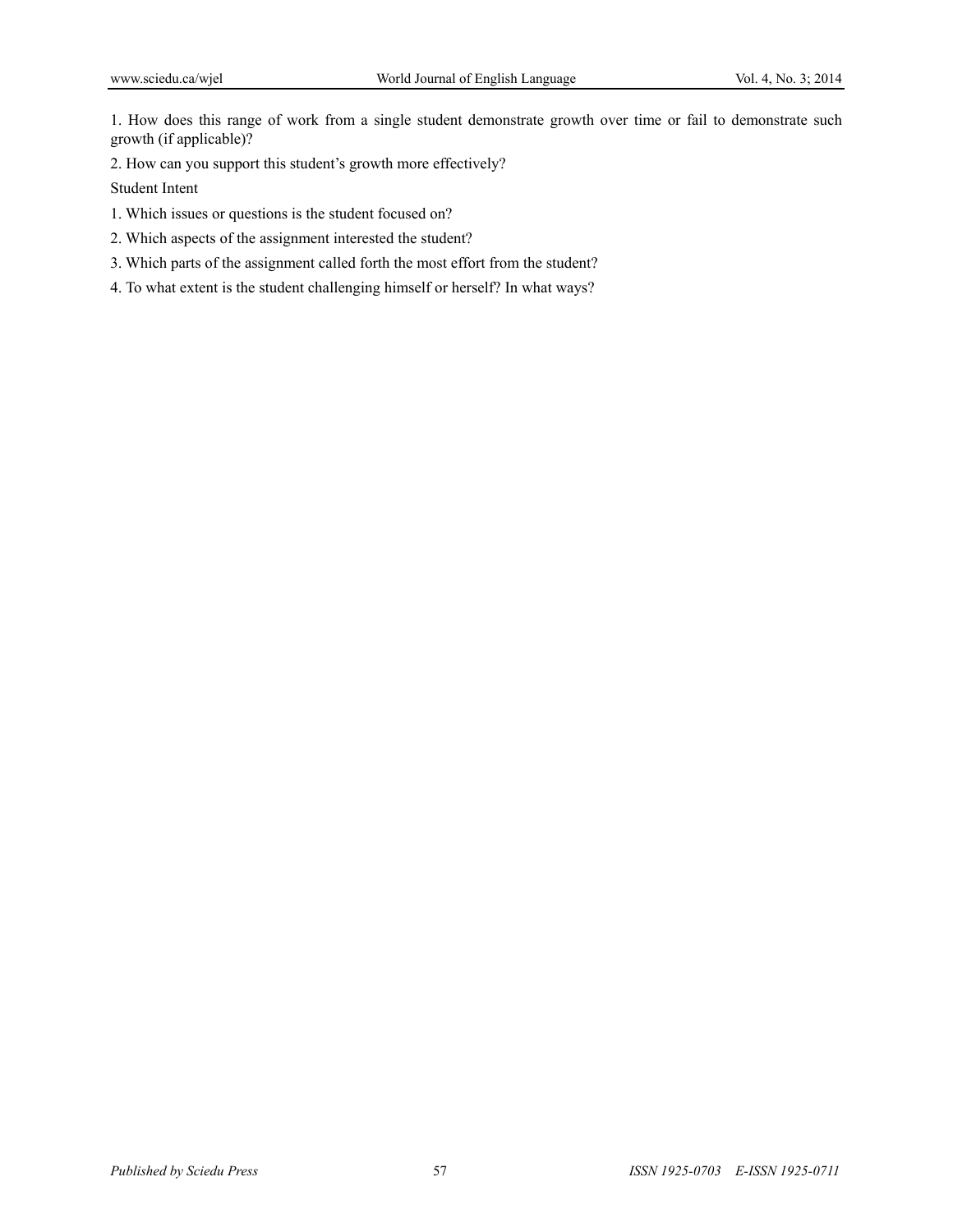1. How does this range of work from a single student demonstrate growth over time or fail to demonstrate such growth (if applicable)?

2. How can you support this student's growth more effectively?

Student Intent

1. Which issues or questions is the student focused on?

2. Which aspects of the assignment interested the student?

3. Which parts of the assignment called forth the most effort from the student?

4. To what extent is the student challenging himself or herself? In what ways?